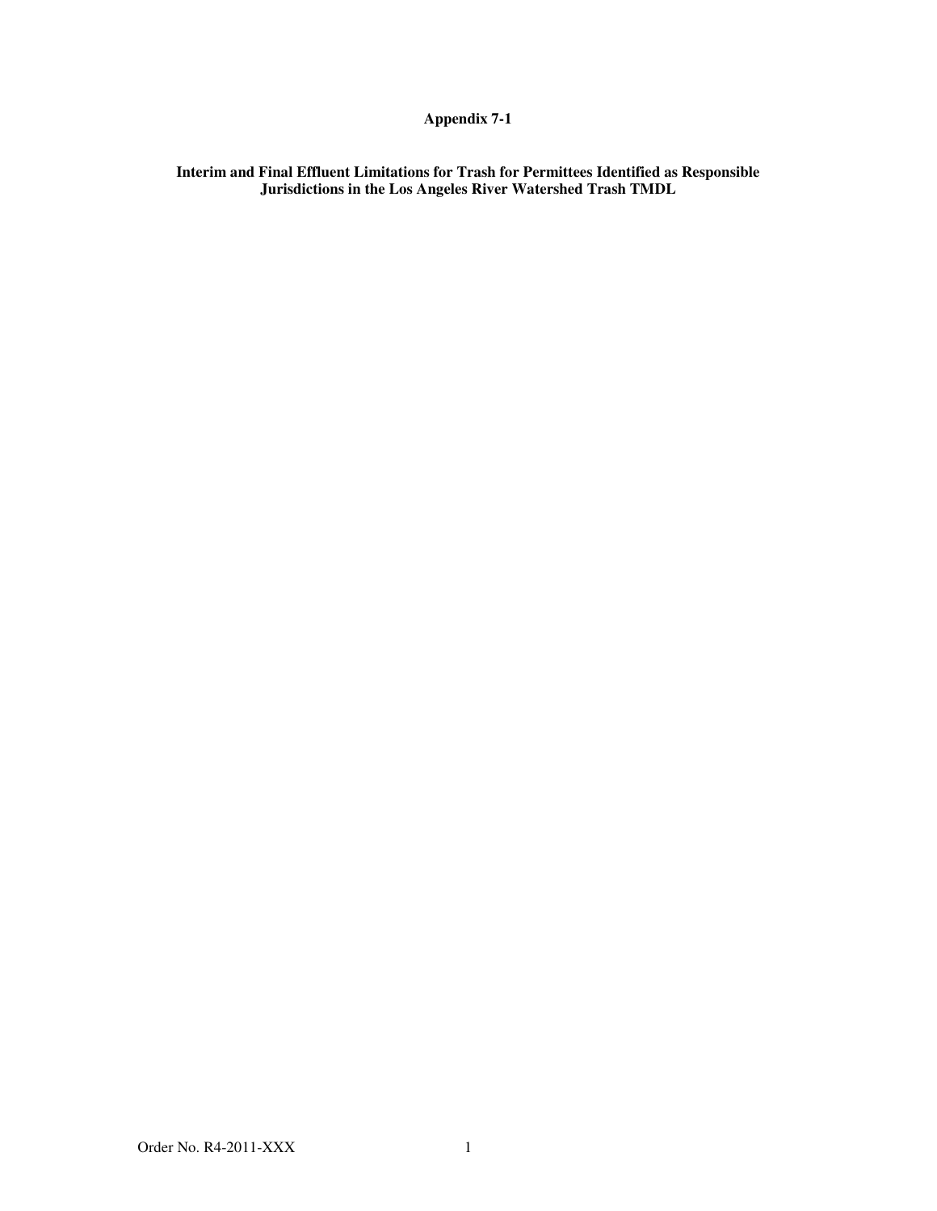# Appendix 7-1

## Interim and Final Effluent Limitations for Trash for Permittees Identified as Responsible Jurisdictions in the Los Angeles River Watershed Trash TMDL

Order No. R4-2011-XXX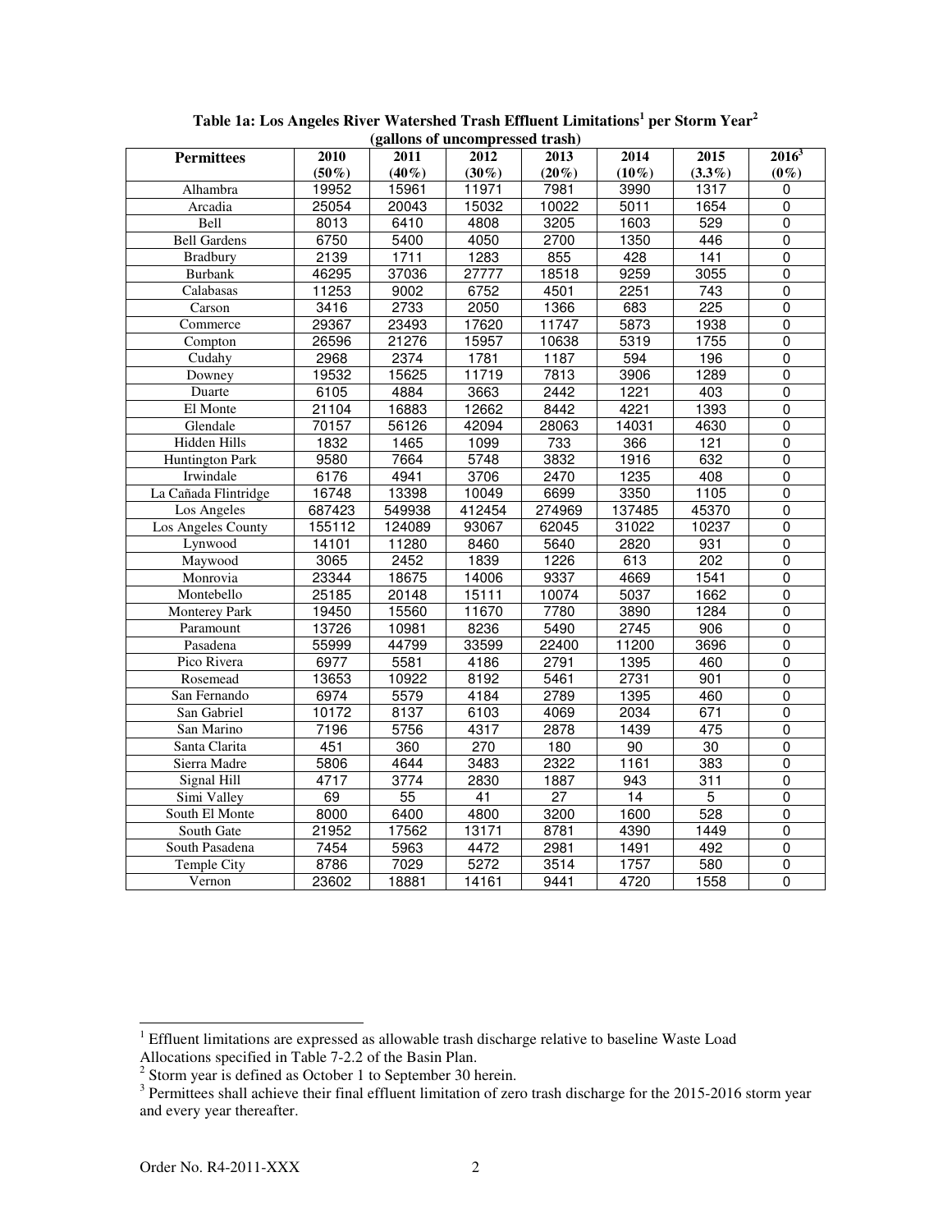**Table 1a: Los Angeles River Watershed Trash Effluent Limitations[1] per Storm Year[2] (gallons of uncompressed trash)**

| Permittees | 2010 (50%) | 2011 (40%) | 2012 (30%) | 2013 (20%) | 2014 (10%) | 2015 (3.3%) | 2016[3] (0%) |
|---|---|---|---|---|---|---|---|
| Alhambra | 19952 | 15961 | 11971 | 7981 | 3990 | 1317 | 0 |
| Arcadia | 25054 | 20043 | 15032 | 10022 | 5011 | 1654 | 0 |
| Bell | 8013 | 6410 | 4808 | 3205 | 1603 | 529 | 0 |
| Bell Gardens | 6750 | 5400 | 4050 | 2700 | 1350 | 446 | 0 |
| Bradbury | 2139 | 1711 | 1283 | 855 | 428 | 141 | 0 |
| Burbank | 46295 | 37036 | 27777 | 18518 | 9259 | 3055 | 0 |
| Calabasas | 11253 | 9002 | 6752 | 4501 | 2251 | 743 | 0 |
| Carson | 3416 | 2733 | 2050 | 1366 | 683 | 225 | 0 |
| Commerce | 29367 | 23493 | 17620 | 11747 | 5873 | 1938 | 0 |
| Compton | 26596 | 21276 | 15957 | 10638 | 5319 | 1755 | 0 |
| Cudahy | 2968 | 2374 | 1781 | 1187 | 594 | 196 | 0 |
| Downey | 19532 | 15625 | 11719 | 7813 | 3906 | 1289 | 0 |
| Duarte | 6105 | 4884 | 3663 | 2442 | 1221 | 403 | 0 |
| El Monte | 21104 | 16883 | 12662 | 8442 | 4221 | 1393 | 0 |
| Glendale | 70157 | 56126 | 42094 | 28063 | 14031 | 4630 | 0 |
| Hidden Hills | 1832 | 1465 | 1099 | 733 | 366 | 121 | 0 |
| Huntington Park | 9580 | 7664 | 5748 | 3832 | 1916 | 632 | 0 |
| Irwindale | 6176 | 4941 | 3706 | 2470 | 1235 | 408 | 0 |
| La Cañada Flintridge | 16748 | 13398 | 10049 | 6699 | 3350 | 1105 | 0 |
| Los Angeles | 687423 | 549938 | 412454 | 274969 | 137485 | 45370 | 0 |
| Los Angeles County | 155112 | 124089 | 93067 | 62045 | 31022 | 10237 | 0 |
| Lynwood | 14101 | 11280 | 8460 | 5640 | 2820 | 931 | 0 |
| Maywood | 3065 | 2452 | 1839 | 1226 | 613 | 202 | 0 |
| Monrovia | 23344 | 18675 | 14006 | 9337 | 4669 | 1541 | 0 |
| Montebello | 25185 | 20148 | 15111 | 10074 | 5037 | 1662 | 0 |
| Monterey Park | 19450 | 15560 | 11670 | 7780 | 3890 | 1284 | 0 |
| Paramount | 13726 | 10981 | 8236 | 5490 | 2745 | 906 | 0 |
| Pasadena | 55999 | 44799 | 33599 | 22400 | 11200 | 3696 | 0 |
| Pico Rivera | 6977 | 5581 | 4186 | 2791 | 1395 | 460 | 0 |
| Rosemead | 13653 | 10922 | 8192 | 5461 | 2731 | 901 | 0 |
| San Fernando | 6974 | 5579 | 4184 | 2789 | 1395 | 460 | 0 |
| San Gabriel | 10172 | 8137 | 6103 | 4069 | 2034 | 671 | 0 |
| San Marino | 7196 | 5756 | 4317 | 2878 | 1439 | 475 | 0 |
| Santa Clarita | 451 | 360 | 270 | 180 | 90 | 30 | 0 |
| Sierra Madre | 5806 | 4644 | 3483 | 2322 | 1161 | 383 | 0 |
| Signal Hill | 4717 | 3774 | 2830 | 1887 | 943 | 311 | 0 |
| Simi Valley | 69 | 55 | 41 | 27 | 14 | 5 | 0 |
| South El Monte | 8000 | 6400 | 4800 | 3200 | 1600 | 528 | 0 |
| South Gate | 21952 | 17562 | 13171 | 8781 | 4390 | 1449 | 0 |
| South Pasadena | 7454 | 5963 | 4472 | 2981 | 1491 | 492 | 0 |
| Temple City | 8786 | 7029 | 5272 | 3514 | 1757 | 580 | 0 |
| Vernon | 23602 | 18881 | 14161 | 9441 | 4720 | 1558 | 0 |

[1] Effluent limitations are expressed as allowable trash discharge relative to baseline Waste Load Allocations specified in Table 7-2.2 of the Basin Plan.

[2] Storm year is defined as October 1 to September 30 herein.

[3] Permittees shall achieve their final effluent limitation of zero trash discharge for the 2015-2016 storm year and every year thereafter.

Order No. R4-2011-XXX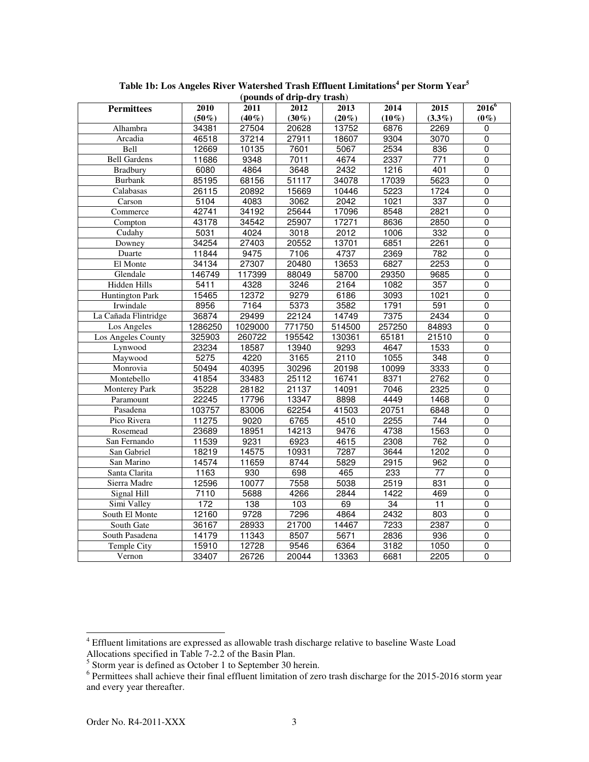**Table 1b: Los Angeles River Watershed Trash Effluent Limitations[4] per Storm Year[5] (pounds of drip-dry trash)**

| Permittees | 2010 (50%) | 2011 (40%) | 2012 (30%) | 2013 (20%) | 2014 (10%) | 2015 (3.3%) | 2016[6] (0%) |
|---|---|---|---|---|---|---|---|
| Alhambra | 34381 | 27504 | 20628 | 13752 | 6876 | 2269 | 0 |
| Arcadia | 46518 | 37214 | 27911 | 18607 | 9304 | 3070 | 0 |
| Bell | 12669 | 10135 | 7601 | 5067 | 2534 | 836 | 0 |
| Bell Gardens | 11686 | 9348 | 7011 | 4674 | 2337 | 771 | 0 |
| Bradbury | 6080 | 4864 | 3648 | 2432 | 1216 | 401 | 0 |
| Burbank | 85195 | 68156 | 51117 | 34078 | 17039 | 5623 | 0 |
| Calabasas | 26115 | 20892 | 15669 | 10446 | 5223 | 1724 | 0 |
| Carson | 5104 | 4083 | 3062 | 2042 | 1021 | 337 | 0 |
| Commerce | 42741 | 34192 | 25644 | 17096 | 8548 | 2821 | 0 |
| Compton | 43178 | 34542 | 25907 | 17271 | 8636 | 2850 | 0 |
| Cudahy | 5031 | 4024 | 3018 | 2012 | 1006 | 332 | 0 |
| Downey | 34254 | 27403 | 20552 | 13701 | 6851 | 2261 | 0 |
| Duarte | 11844 | 9475 | 7106 | 4737 | 2369 | 782 | 0 |
| El Monte | 34134 | 27307 | 20480 | 13653 | 6827 | 2253 | 0 |
| Glendale | 146749 | 117399 | 88049 | 58700 | 29350 | 9685 | 0 |
| Hidden Hills | 5411 | 4328 | 3246 | 2164 | 1082 | 357 | 0 |
| Huntington Park | 15465 | 12372 | 9279 | 6186 | 3093 | 1021 | 0 |
| Irwindale | 8956 | 7164 | 5373 | 3582 | 1791 | 591 | 0 |
| La Cañada Flintridge | 36874 | 29499 | 22124 | 14749 | 7375 | 2434 | 0 |
| Los Angeles | 1286250 | 1029000 | 771750 | 514500 | 257250 | 84893 | 0 |
| Los Angeles County | 325903 | 260722 | 195542 | 130361 | 65181 | 21510 | 0 |
| Lynwood | 23234 | 18587 | 13940 | 9293 | 4647 | 1533 | 0 |
| Maywood | 5275 | 4220 | 3165 | 2110 | 1055 | 348 | 0 |
| Monrovia | 50494 | 40395 | 30296 | 20198 | 10099 | 3333 | 0 |
| Montebello | 41854 | 33483 | 25112 | 16741 | 8371 | 2762 | 0 |
| Monterey Park | 35228 | 28182 | 21137 | 14091 | 7046 | 2325 | 0 |
| Paramount | 22245 | 17796 | 13347 | 8898 | 4449 | 1468 | 0 |
| Pasadena | 103757 | 83006 | 62254 | 41503 | 20751 | 6848 | 0 |
| Pico Rivera | 11275 | 9020 | 6765 | 4510 | 2255 | 744 | 0 |
| Rosemead | 23689 | 18951 | 14213 | 9476 | 4738 | 1563 | 0 |
| San Fernando | 11539 | 9231 | 6923 | 4615 | 2308 | 762 | 0 |
| San Gabriel | 18219 | 14575 | 10931 | 7287 | 3644 | 1202 | 0 |
| San Marino | 14574 | 11659 | 8744 | 5829 | 2915 | 962 | 0 |
| Santa Clarita | 1163 | 930 | 698 | 465 | 233 | 77 | 0 |
| Sierra Madre | 12596 | 10077 | 7558 | 5038 | 2519 | 831 | 0 |
| Signal Hill | 7110 | 5688 | 4266 | 2844 | 1422 | 469 | 0 |
| Simi Valley | 172 | 138 | 103 | 69 | 34 | 11 | 0 |
| South El Monte | 12160 | 9728 | 7296 | 4864 | 2432 | 803 | 0 |
| South Gate | 36167 | 28933 | 21700 | 14467 | 7233 | 2387 | 0 |
| South Pasadena | 14179 | 11343 | 8507 | 5671 | 2836 | 936 | 0 |
| Temple City | 15910 | 12728 | 9546 | 6364 | 3182 | 1050 | 0 |
| Vernon | 33407 | 26726 | 20044 | 13363 | 6681 | 2205 | 0 |

[4] Effluent limitations are expressed as allowable trash discharge relative to baseline Waste Load Allocations specified in Table 7-2.2 of the Basin Plan.

[5] Storm year is defined as October 1 to September 30 herein.

[6] Permittees shall achieve their final effluent limitation of zero trash discharge for the 2015-2016 storm year and every year thereafter.

Order No. R4-2011-XXX